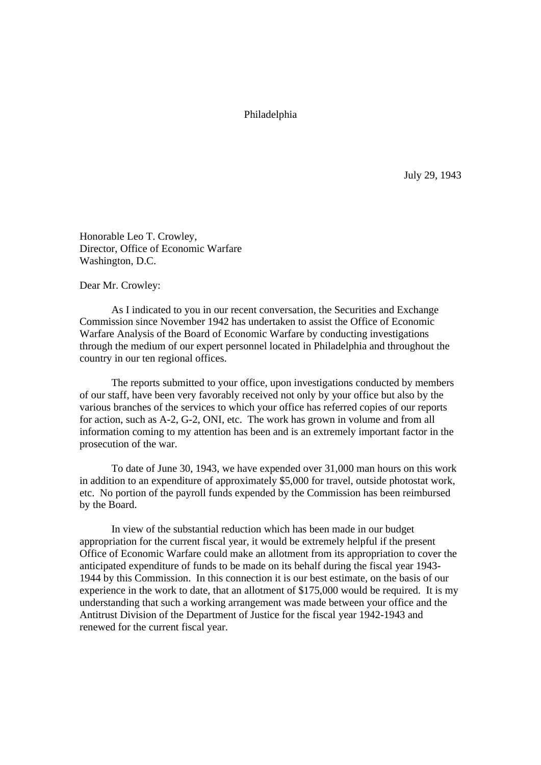Philadelphia

July 29, 1943

Honorable Leo T. Crowley,
Director, Office of Economic Warfare
Washington, D.C.

Dear Mr. Crowley:

As I indicated to you in our recent conversation, the Securities and Exchange Commission since November 1942 has undertaken to assist the Office of Economic Warfare Analysis of the Board of Economic Warfare by conducting investigations through the medium of our expert personnel located in Philadelphia and throughout the country in our ten regional offices.

The reports submitted to your office, upon investigations conducted by members of our staff, have been very favorably received not only by your office but also by the various branches of the services to which your office has referred copies of our reports for action, such as A-2, G-2, ONI, etc. The work has grown in volume and from all information coming to my attention has been and is an extremely important factor in the prosecution of the war.

To date of June 30, 1943, we have expended over 31,000 man hours on this work in addition to an expenditure of approximately $5,000 for travel, outside photostat work, etc. No portion of the payroll funds expended by the Commission has been reimbursed by the Board.

In view of the substantial reduction which has been made in our budget appropriation for the current fiscal year, it would be extremely helpful if the present Office of Economic Warfare could make an allotment from its appropriation to cover the anticipated expenditure of funds to be made on its behalf during the fiscal year 1943-1944 by this Commission. In this connection it is our best estimate, on the basis of our experience in the work to date, that an allotment of $175,000 would be required. It is my understanding that such a working arrangement was made between your office and the Antitrust Division of the Department of Justice for the fiscal year 1942-1943 and renewed for the current fiscal year.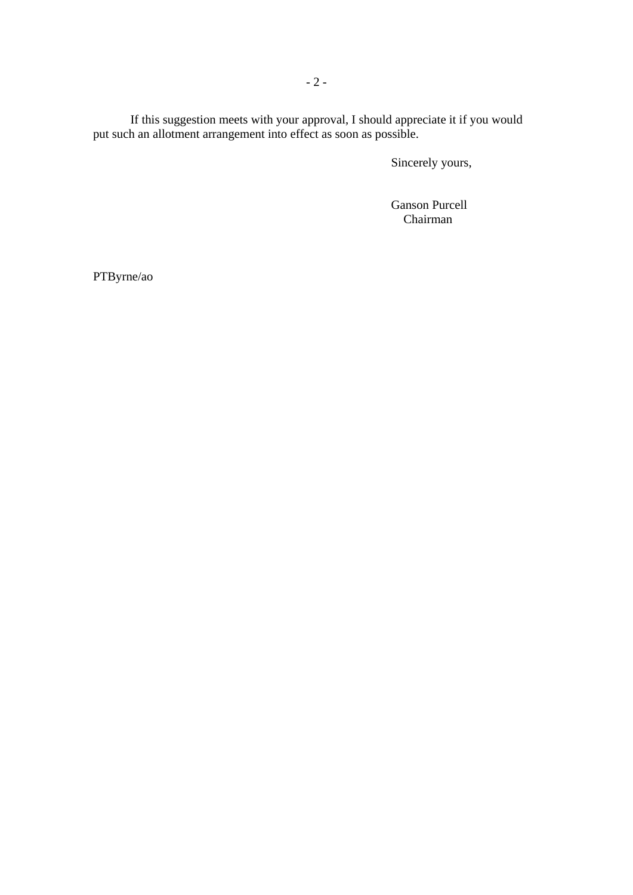If this suggestion meets with your approval, I should appreciate it if you would put such an allotment arrangement into effect as soon as possible.

Sincerely yours,

Ganson Purcell
Chairman

PTByrne/ao